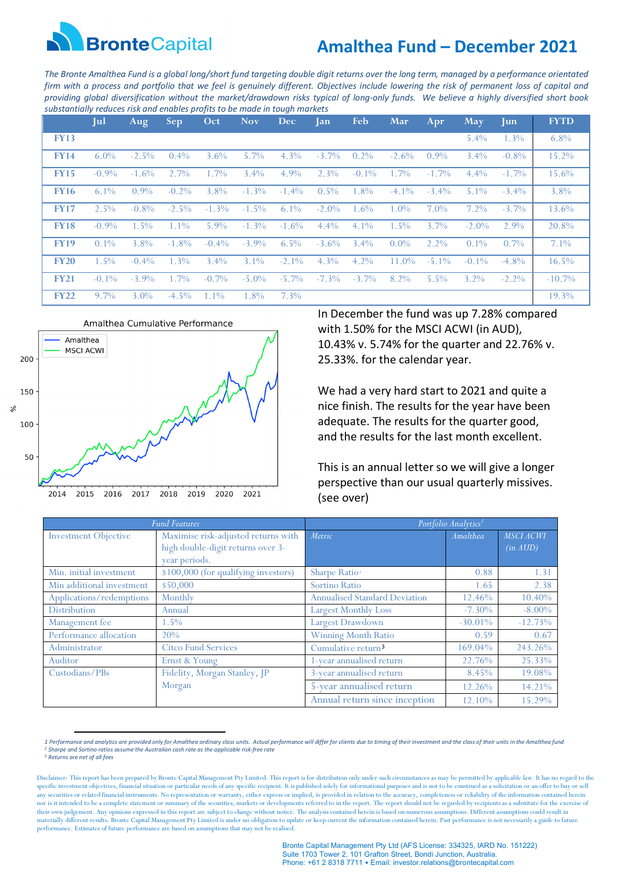# Amalthea Fund – December 2021

*The Bronte Amalthea Fund is a global long/short fund targeting double digit returns over the long term, managed by a performance orientated firm with a process and portfolio that we feel is genuinely different. Objectives include lowering the risk of permanent loss of capital and providing global diversification without the market/drawdown risks typical of long-only funds. We believe a highly diversified short book substantially reduces risk and enables profits to be made in tough markets*

| | Jul | Aug | Sep | Oct | Nov | Dec | Jan | Feb | Mar | Apr | May | Jun | FYTD |
|---|---|---|---|---|---|---|---|---|---|---|---|---|---|
| FY13 | | | | | | | | | | | 5.4% | 1.3% | 6.8% |
| FY14 | 6.0% | -2.5% | 0.4% | 3.6% | 5.7% | 4.3% | -3.7% | 0.2% | -2.6% | 0.9% | 3.4% | -0.8% | 15.2% |
| FY15 | -0.9% | -1.6% | 2.7% | 1.7% | 3.4% | 4.9% | 2.3% | -0.1% | 1.7% | -1.7% | 4.4% | -1.7% | 15.6% |
| FY16 | 6.1% | 0.9% | -0.2% | 3.8% | -1.3% | -1.4% | 0.5% | 1.8% | -4.1% | -3.4% | 5.1% | -3.4% | 3.8% |
| FY17 | 2.5% | -0.8% | -2.5% | -1.3% | -1.5% | 6.1% | -2.0% | 1.6% | 1.0% | 7.0% | 7.2% | -3.7% | 13.6% |
| FY18 | -0.9% | 1.5% | 1.1% | 5.9% | -1.3% | -1.6% | 4.4% | 4.1% | 1.5% | 3.7% | -2.0% | 2.9% | 20.8% |
| FY19 | 0.1% | 3.8% | -1.8% | -0.4% | -3.9% | 6.5% | -3.6% | 3.4% | 0.0% | 2.2% | 0.1% | 0.7% | 7.1% |
| FY20 | 1.5% | -0.4% | 1.3% | 3.4% | 3.1% | -2.1% | 4.3% | 4.2% | 11.0% | -5.1% | -0.1% | -4.8% | 16.5% |
| FY21 | -0.1% | -3.9% | 1.7% | -0.7% | -5.0% | -5.7% | -7.3% | -3.7% | 8.2% | 5.5% | 3.2% | -2.2% | -10.7% |
| FY22 | 9.7% | 3.0% | -4.5% | 1.1% | 1.8% | 7.3% | | | | | | | 19.3% |

Amalthea Cumulative Performance

In December the fund was up 7.28% compared with 1.50% for the MSCI ACWI (in AUD), 10.43% v. 5.74% for the quarter and 22.76% v. 25.33%. for the calendar year.

We had a very hard start to 2021 and quite a nice finish. The results for the year have been adequate. The results for the quarter good, and the results for the last month excellent.

This is an annual letter so we will give a longer perspective than our usual quarterly missives. (see over)

| Fund Features | |
|---|---|
| Investment Objective | Maximise risk-adjusted returns with high double-digit returns over 3-year periods. |
| Min. initial investment | $100,000 (for qualifying investors) |
| Min additional investment | $50,000 |
| Applications/redemptions | Monthly |
| Distribution | Annual |
| Management fee | 1.5% |
| Performance allocation | 20% |
| Administrator | Citco Fund Services |
| Auditor | Ernst & Young |
| Custodians/PBs | Fidelity, Morgan Stanley, JP Morgan |

| Portfolio Analytics[1] | | |
|---|---|---|
| Metric | Amalthea | MSCI ACWI (in AUD) |
| Sharpe Ratio[2] | 0.88 | 1.31 |
| Sortino Ratio | 1.65 | 2.38 |
| Annualised Standard Deviation | 12.46% | 10.40% |
| Largest Monthly Loss | -7.30% | -8.00% |
| Largest Drawdown | -30.01% | -12.73% |
| Winning Month Ratio | 0.59 | 0.67 |
| Cumulative return[3] | 169.04% | 243.26% |
| 1-year annualised return | 22.76% | 25.33% |
| 3-year annualised return | 8.45% | 19.08% |
| 5-year annualised return | 12.26% | 14.21% |
| Annual return since inception | 12.10% | 15.29% |

*1 Performance and analytics are provided only for Amalthea ordinary class units. Actual performance will differ for clients due to timing of their investment and the class of their units in the Amalthea fund*
*2 Sharpe and Sortino ratios assume the Australian cash rate as the applicable risk-free rate*
*3 Returns are net of all fees*

Disclaimer: This report has been prepared by Bronte Capital Management Pty Limited. This report is for distribution only under such circumstances as may be permitted by applicable law. It has no regard to the specific investment objectives, financial situation or particular needs of any specific recipient. It is published solely for informational purposes and is not to be construed as a solicitation or an offer to buy or sell any securities or related financial instruments. No representation or warranty, either express or implied, is provided in relation to the accuracy, completeness or reliability of the information contained herein nor is it intended to be a complete statement or summary of the securities, markets or developments referred to in the report. The report should not be regarded by recipients as a substitute for the exercise of their own judgement. Any opinions expressed in this report are subject to change without notice. The analysis contained herein is based on numerous assumptions. Different assumptions could result in materially different results. Bronte Capital Management Pty Limited is under no obligation to update or keep current the information contained herein. Past performance is not necessarily a guide to future performance. Estimates of future performance are based on assumptions that may not be realised.

Bronte Capital Management Pty Ltd (AFS License: 334325, IARD No. 151222)
Suite 1703 Tower 2, 101 Grafton Street, Bondi Junction, Australia.
Phone: +61 2 8318 7711 • Email: investor.relations@brontecapital.com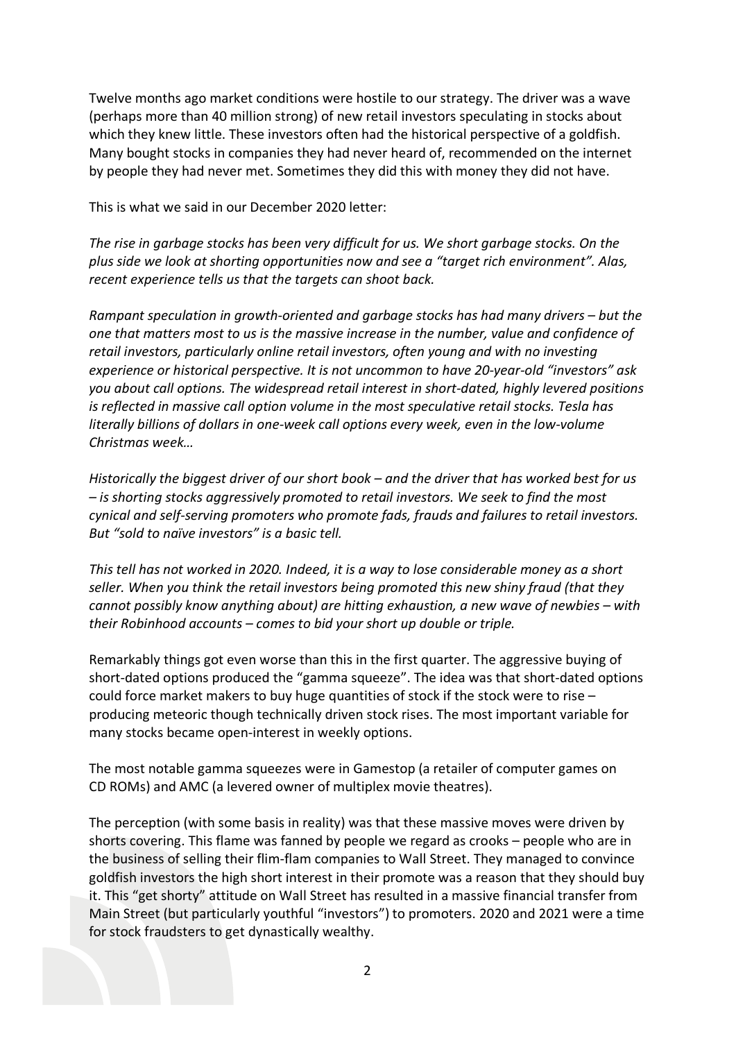Twelve months ago market conditions were hostile to our strategy. The driver was a wave (perhaps more than 40 million strong) of new retail investors speculating in stocks about which they knew little. These investors often had the historical perspective of a goldfish. Many bought stocks in companies they had never heard of, recommended on the internet by people they had never met. Sometimes they did this with money they did not have.

This is what we said in our December 2020 letter:

*The rise in garbage stocks has been very difficult for us. We short garbage stocks. On the plus side we look at shorting opportunities now and see a "target rich environment". Alas, recent experience tells us that the targets can shoot back.*

*Rampant speculation in growth-oriented and garbage stocks has had many drivers – but the one that matters most to us is the massive increase in the number, value and confidence of retail investors, particularly online retail investors, often young and with no investing experience or historical perspective. It is not uncommon to have 20-year-old "investors" ask you about call options. The widespread retail interest in short-dated, highly levered positions is reflected in massive call option volume in the most speculative retail stocks. Tesla has literally billions of dollars in one-week call options every week, even in the low-volume Christmas week…*

*Historically the biggest driver of our short book – and the driver that has worked best for us – is shorting stocks aggressively promoted to retail investors. We seek to find the most cynical and self-serving promoters who promote fads, frauds and failures to retail investors. But "sold to naïve investors" is a basic tell.*

*This tell has not worked in 2020. Indeed, it is a way to lose considerable money as a short seller. When you think the retail investors being promoted this new shiny fraud (that they cannot possibly know anything about) are hitting exhaustion, a new wave of newbies – with their Robinhood accounts – comes to bid your short up double or triple.*

Remarkably things got even worse than this in the first quarter. The aggressive buying of short-dated options produced the "gamma squeeze". The idea was that short-dated options could force market makers to buy huge quantities of stock if the stock were to rise – producing meteoric though technically driven stock rises. The most important variable for many stocks became open-interest in weekly options.

The most notable gamma squeezes were in Gamestop (a retailer of computer games on CD ROMs) and AMC (a levered owner of multiplex movie theatres).

The perception (with some basis in reality) was that these massive moves were driven by shorts covering. This flame was fanned by people we regard as crooks – people who are in the business of selling their flim-flam companies to Wall Street. They managed to convince goldfish investors the high short interest in their promote was a reason that they should buy it. This "get shorty" attitude on Wall Street has resulted in a massive financial transfer from Main Street (but particularly youthful "investors") to promoters. 2020 and 2021 were a time for stock fraudsters to get dynastically wealthy.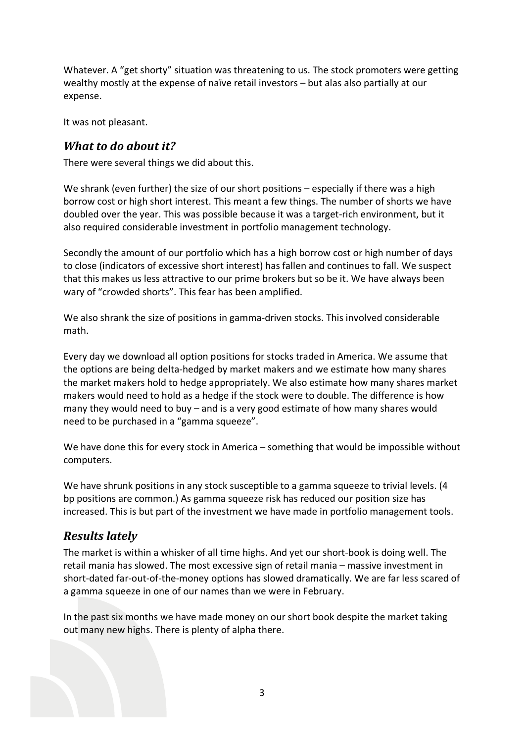Whatever. A "get shorty" situation was threatening to us. The stock promoters were getting wealthy mostly at the expense of naïve retail investors – but alas also partially at our expense.

It was not pleasant.

## *What to do about it?*

There were several things we did about this.

We shrank (even further) the size of our short positions – especially if there was a high borrow cost or high short interest. This meant a few things. The number of shorts we have doubled over the year. This was possible because it was a target-rich environment, but it also required considerable investment in portfolio management technology.

Secondly the amount of our portfolio which has a high borrow cost or high number of days to close (indicators of excessive short interest) has fallen and continues to fall. We suspect that this makes us less attractive to our prime brokers but so be it. We have always been wary of "crowded shorts". This fear has been amplified.

We also shrank the size of positions in gamma-driven stocks. This involved considerable math.

Every day we download all option positions for stocks traded in America. We assume that the options are being delta-hedged by market makers and we estimate how many shares the market makers hold to hedge appropriately. We also estimate how many shares market makers would need to hold as a hedge if the stock were to double. The difference is how many they would need to buy – and is a very good estimate of how many shares would need to be purchased in a "gamma squeeze".

We have done this for every stock in America – something that would be impossible without computers.

We have shrunk positions in any stock susceptible to a gamma squeeze to trivial levels. (4 bp positions are common.) As gamma squeeze risk has reduced our position size has increased. This is but part of the investment we have made in portfolio management tools.

## *Results lately*

The market is within a whisker of all time highs. And yet our short-book is doing well. The retail mania has slowed. The most excessive sign of retail mania – massive investment in short-dated far-out-of-the-money options has slowed dramatically. We are far less scared of a gamma squeeze in one of our names than we were in February.

In the past six months we have made money on our short book despite the market taking out many new highs. There is plenty of alpha there.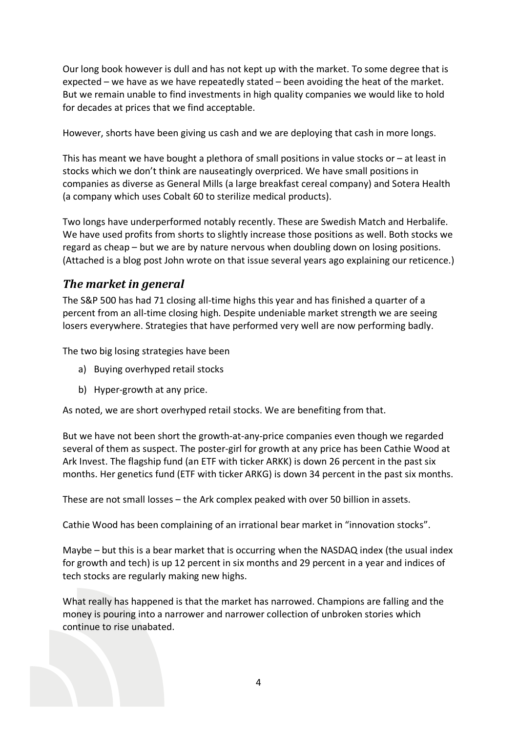Our long book however is dull and has not kept up with the market. To some degree that is expected – we have as we have repeatedly stated – been avoiding the heat of the market. But we remain unable to find investments in high quality companies we would like to hold for decades at prices that we find acceptable.

However, shorts have been giving us cash and we are deploying that cash in more longs.

This has meant we have bought a plethora of small positions in value stocks or – at least in stocks which we don't think are nauseatingly overpriced. We have small positions in companies as diverse as General Mills (a large breakfast cereal company) and Sotera Health (a company which uses Cobalt 60 to sterilize medical products).

Two longs have underperformed notably recently. These are Swedish Match and Herbalife. We have used profits from shorts to slightly increase those positions as well. Both stocks we regard as cheap – but we are by nature nervous when doubling down on losing positions. (Attached is a blog post John wrote on that issue several years ago explaining our reticence.)

## *The market in general*

The S&P 500 has had 71 closing all-time highs this year and has finished a quarter of a percent from an all-time closing high. Despite undeniable market strength we are seeing losers everywhere. Strategies that have performed very well are now performing badly.

The two big losing strategies have been

a) Buying overhyped retail stocks

b) Hyper-growth at any price.

As noted, we are short overhyped retail stocks. We are benefiting from that.

But we have not been short the growth-at-any-price companies even though we regarded several of them as suspect. The poster-girl for growth at any price has been Cathie Wood at Ark Invest. The flagship fund (an ETF with ticker ARKK) is down 26 percent in the past six months. Her genetics fund (ETF with ticker ARKG) is down 34 percent in the past six months.

These are not small losses – the Ark complex peaked with over 50 billion in assets.

Cathie Wood has been complaining of an irrational bear market in "innovation stocks".

Maybe – but this is a bear market that is occurring when the NASDAQ index (the usual index for growth and tech) is up 12 percent in six months and 29 percent in a year and indices of tech stocks are regularly making new highs.

What really has happened is that the market has narrowed. Champions are falling and the money is pouring into a narrower and narrower collection of unbroken stories which continue to rise unabated.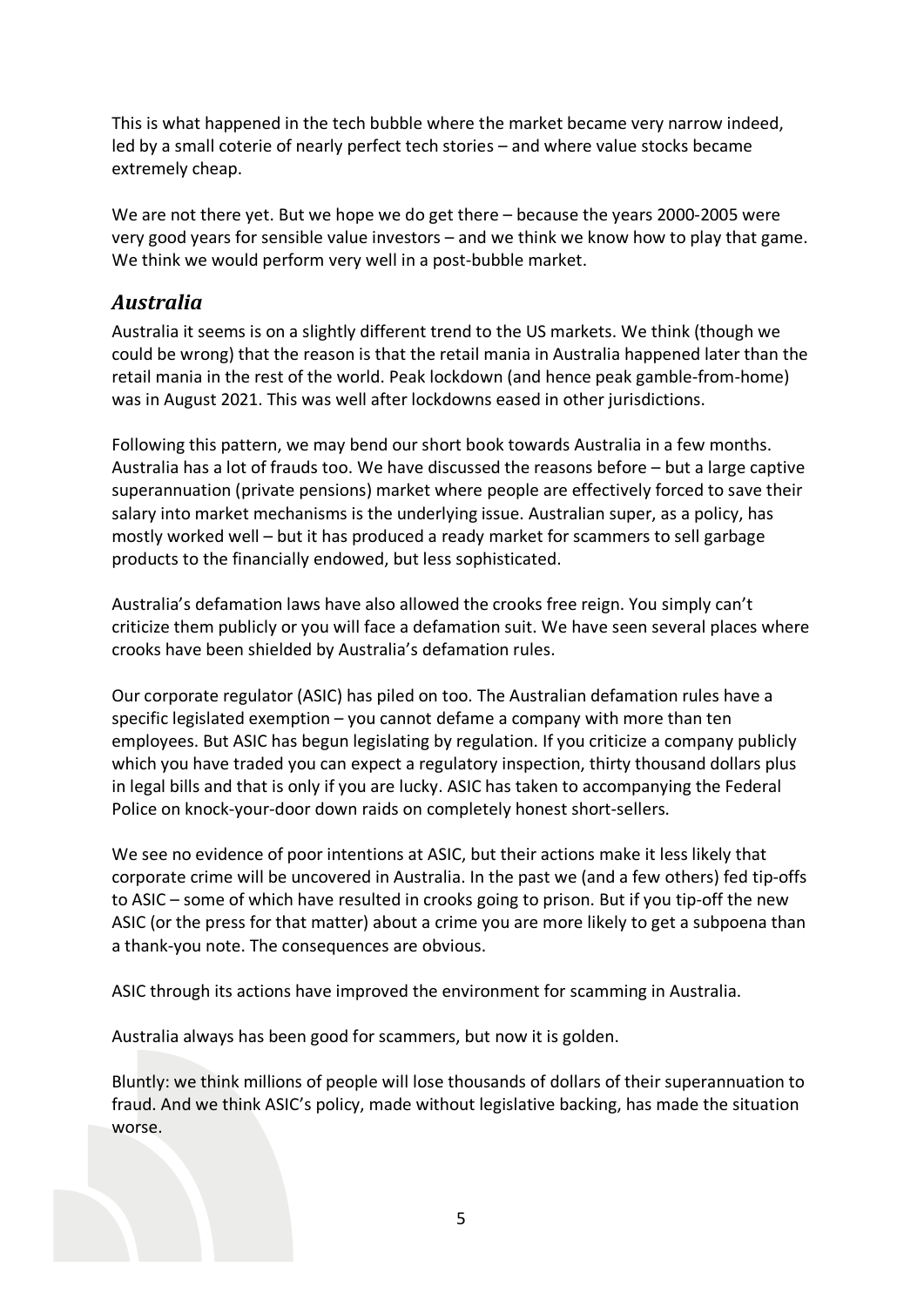This is what happened in the tech bubble where the market became very narrow indeed, led by a small coterie of nearly perfect tech stories – and where value stocks became extremely cheap.

We are not there yet. But we hope we do get there – because the years 2000-2005 were very good years for sensible value investors – and we think we know how to play that game. We think we would perform very well in a post-bubble market.

## *Australia*

Australia it seems is on a slightly different trend to the US markets. We think (though we could be wrong) that the reason is that the retail mania in Australia happened later than the retail mania in the rest of the world. Peak lockdown (and hence peak gamble-from-home) was in August 2021. This was well after lockdowns eased in other jurisdictions.

Following this pattern, we may bend our short book towards Australia in a few months. Australia has a lot of frauds too. We have discussed the reasons before – but a large captive superannuation (private pensions) market where people are effectively forced to save their salary into market mechanisms is the underlying issue. Australian super, as a policy, has mostly worked well – but it has produced a ready market for scammers to sell garbage products to the financially endowed, but less sophisticated.

Australia's defamation laws have also allowed the crooks free reign. You simply can't criticize them publicly or you will face a defamation suit. We have seen several places where crooks have been shielded by Australia's defamation rules.

Our corporate regulator (ASIC) has piled on too. The Australian defamation rules have a specific legislated exemption – you cannot defame a company with more than ten employees. But ASIC has begun legislating by regulation. If you criticize a company publicly which you have traded you can expect a regulatory inspection, thirty thousand dollars plus in legal bills and that is only if you are lucky. ASIC has taken to accompanying the Federal Police on knock-your-door down raids on completely honest short-sellers.

We see no evidence of poor intentions at ASIC, but their actions make it less likely that corporate crime will be uncovered in Australia. In the past we (and a few others) fed tip-offs to ASIC – some of which have resulted in crooks going to prison. But if you tip-off the new ASIC (or the press for that matter) about a crime you are more likely to get a subpoena than a thank-you note. The consequences are obvious.

ASIC through its actions have improved the environment for scamming in Australia.

Australia always has been good for scammers, but now it is golden.

Bluntly: we think millions of people will lose thousands of dollars of their superannuation to fraud. And we think ASIC's policy, made without legislative backing, has made the situation worse.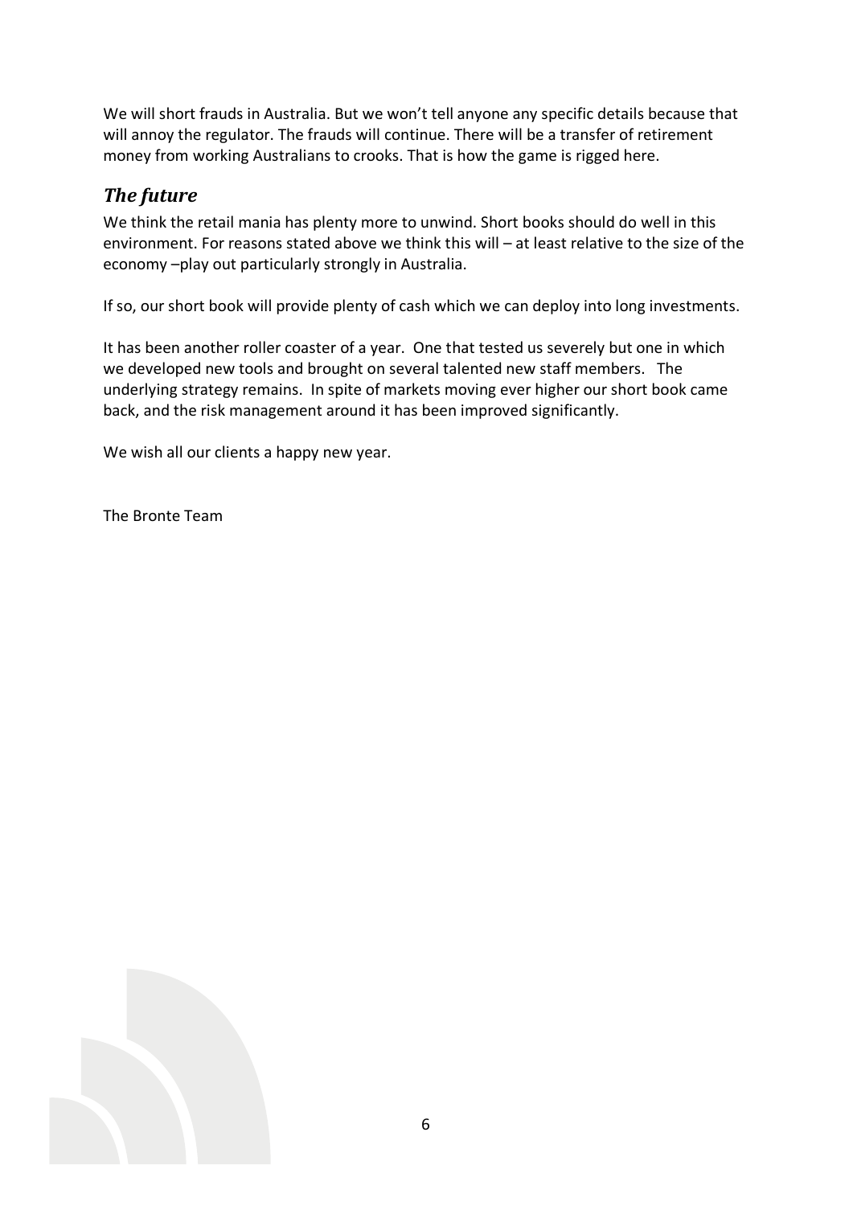We will short frauds in Australia. But we won't tell anyone any specific details because that will annoy the regulator. The frauds will continue. There will be a transfer of retirement money from working Australians to crooks. That is how the game is rigged here.

## *The future*

We think the retail mania has plenty more to unwind. Short books should do well in this environment. For reasons stated above we think this will – at least relative to the size of the economy –play out particularly strongly in Australia.

If so, our short book will provide plenty of cash which we can deploy into long investments.

It has been another roller coaster of a year. One that tested us severely but one in which we developed new tools and brought on several talented new staff members. The underlying strategy remains. In spite of markets moving ever higher our short book came back, and the risk management around it has been improved significantly.

We wish all our clients a happy new year.

The Bronte Team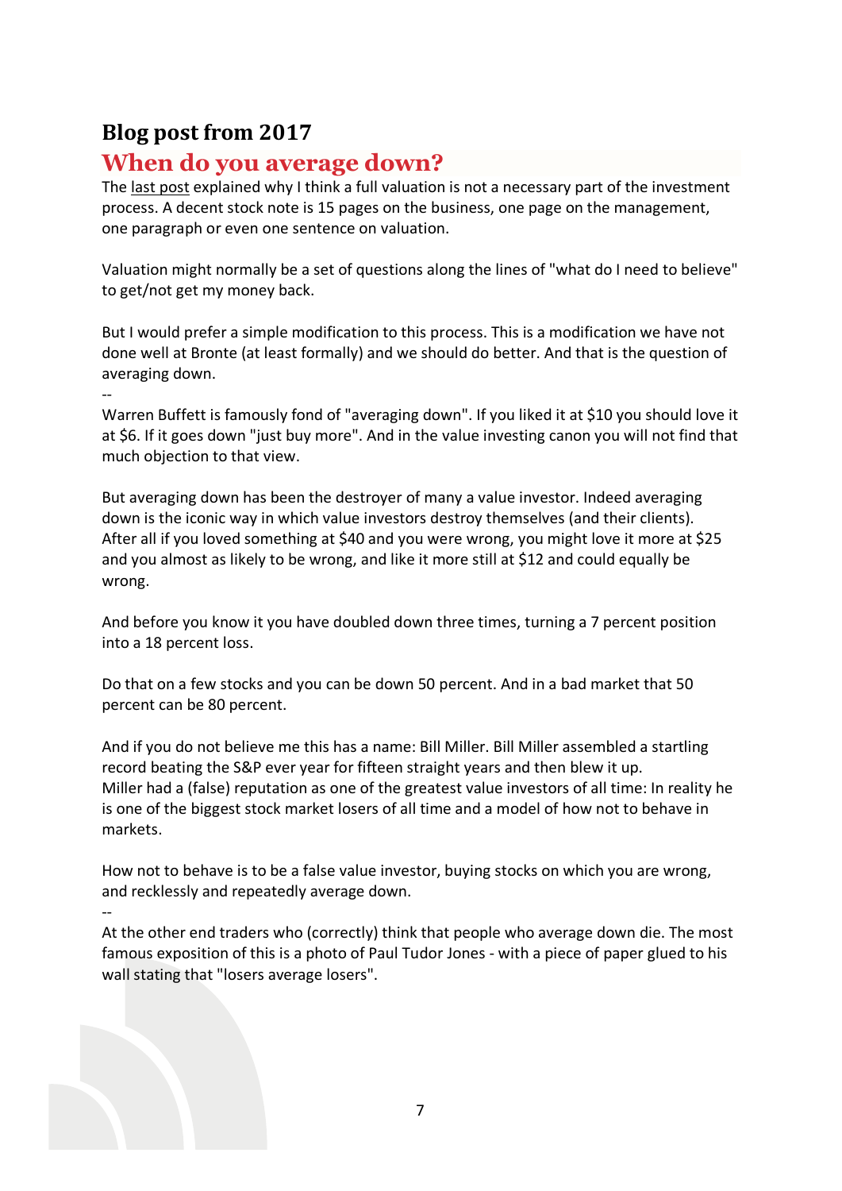## Blog post from 2017

# When do you average down?

The last post explained why I think a full valuation is not a necessary part of the investment process. A decent stock note is 15 pages on the business, one page on the management, one paragraph or even one sentence on valuation.

Valuation might normally be a set of questions along the lines of "what do I need to believe" to get/not get my money back.

But I would prefer a simple modification to this process. This is a modification we have not done well at Bronte (at least formally) and we should do better. And that is the question of averaging down.

--

Warren Buffett is famously fond of "averaging down". If you liked it at $10 you should love it at $6. If it goes down "just buy more". And in the value investing canon you will not find that much objection to that view.

But averaging down has been the destroyer of many a value investor. Indeed averaging down is the iconic way in which value investors destroy themselves (and their clients). After all if you loved something at $40 and you were wrong, you might love it more at $25 and you almost as likely to be wrong, and like it more still at $12 and could equally be wrong.

And before you know it you have doubled down three times, turning a 7 percent position into a 18 percent loss.

Do that on a few stocks and you can be down 50 percent. And in a bad market that 50 percent can be 80 percent.

And if you do not believe me this has a name: Bill Miller. Bill Miller assembled a startling record beating the S&P ever year for fifteen straight years and then blew it up.
Miller had a (false) reputation as one of the greatest value investors of all time: In reality he is one of the biggest stock market losers of all time and a model of how not to behave in markets.

How not to behave is to be a false value investor, buying stocks on which you are wrong, and recklessly and repeatedly average down.

--

At the other end traders who (correctly) think that people who average down die. The most famous exposition of this is a photo of Paul Tudor Jones - with a piece of paper glued to his wall stating that "losers average losers".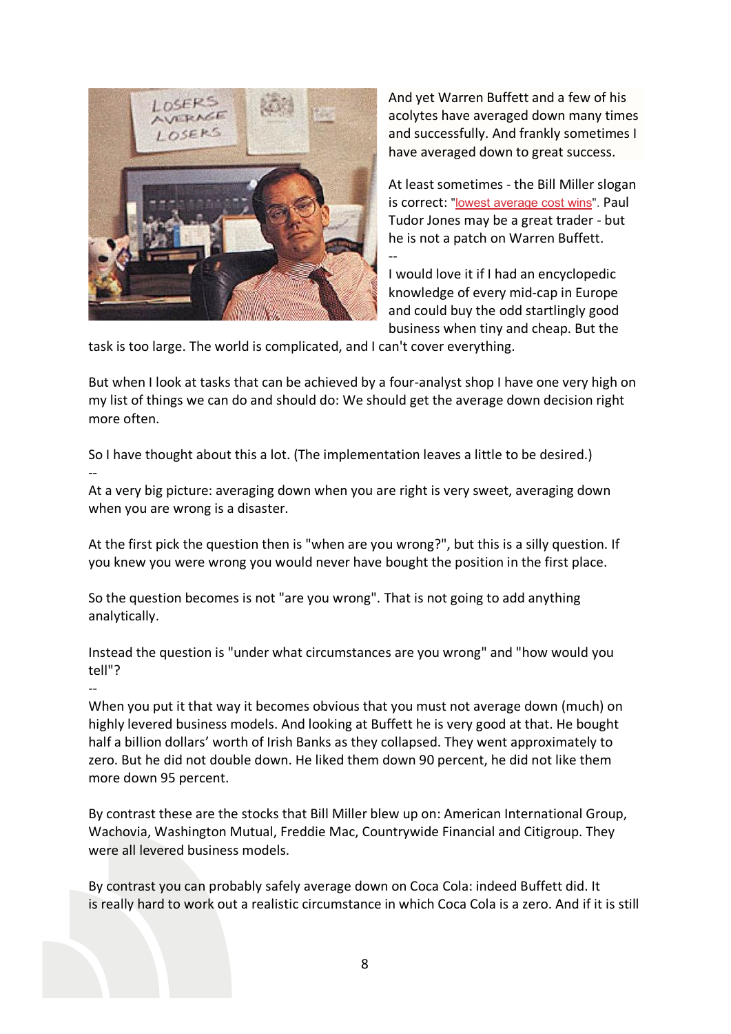And yet Warren Buffett and a few of his acolytes have averaged down many times and successfully. And frankly sometimes I have averaged down to great success.

At least sometimes - the Bill Miller slogan is correct: "lowest average cost wins". Paul Tudor Jones may be a great trader - but he is not a patch on Warren Buffett.

--

I would love it if I had an encyclopedic knowledge of every mid-cap in Europe and could buy the odd startlingly good business when tiny and cheap. But the task is too large. The world is complicated, and I can't cover everything.

But when I look at tasks that can be achieved by a four-analyst shop I have one very high on my list of things we can do and should do: We should get the average down decision right more often.

So I have thought about this a lot. (The implementation leaves a little to be desired.)

--

At a very big picture: averaging down when you are right is very sweet, averaging down when you are wrong is a disaster.

At the first pick the question then is "when are you wrong?", but this is a silly question. If you knew you were wrong you would never have bought the position in the first place.

So the question becomes is not "are you wrong". That is not going to add anything analytically.

Instead the question is "under what circumstances are you wrong" and "how would you tell"?

--

When you put it that way it becomes obvious that you must not average down (much) on highly levered business models. And looking at Buffett he is very good at that. He bought half a billion dollars' worth of Irish Banks as they collapsed. They went approximately to zero. But he did not double down. He liked them down 90 percent, he did not like them more down 95 percent.

By contrast these are the stocks that Bill Miller blew up on: American International Group, Wachovia, Washington Mutual, Freddie Mac, Countrywide Financial and Citigroup. They were all levered business models.

By contrast you can probably safely average down on Coca Cola: indeed Buffett did. It is really hard to work out a realistic circumstance in which Coca Cola is a zero. And if it is still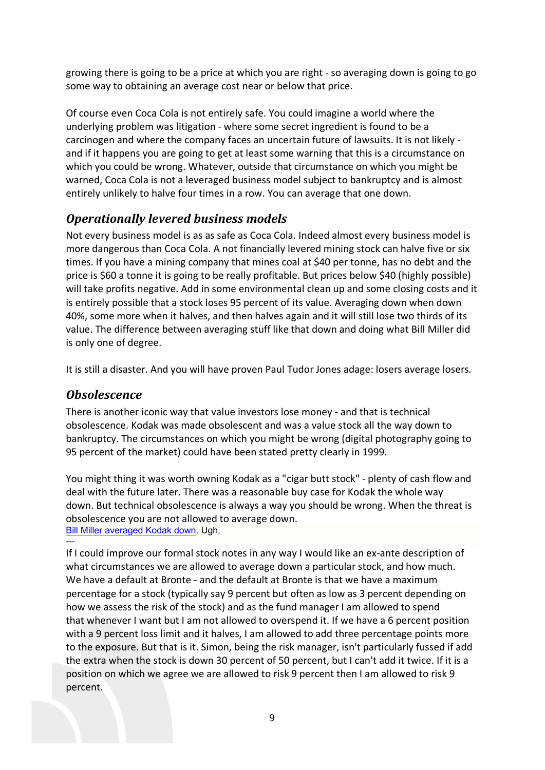growing there is going to be a price at which you are right - so averaging down is going to go some way to obtaining an average cost near or below that price.

Of course even Coca Cola is not entirely safe. You could imagine a world where the underlying problem was litigation - where some secret ingredient is found to be a carcinogen and where the company faces an uncertain future of lawsuits. It is not likely - and if it happens you are going to get at least some warning that this is a circumstance on which you could be wrong. Whatever, outside that circumstance on which you might be warned, Coca Cola is not a leveraged business model subject to bankruptcy and is almost entirely unlikely to halve four times in a row. You can average that one down.

## *Operationally levered business models*

Not every business model is as as safe as Coca Cola. Indeed almost every business model is more dangerous than Coca Cola. A not financially levered mining stock can halve five or six times. If you have a mining company that mines coal at $40 per tonne, has no debt and the price is $60 a tonne it is going to be really profitable. But prices below $40 (highly possible) will take profits negative. Add in some environmental clean up and some closing costs and it is entirely possible that a stock loses 95 percent of its value. Averaging down when down 40%, some more when it halves, and then halves again and it will still lose two thirds of its value. The difference between averaging stuff like that down and doing what Bill Miller did is only one of degree.

It is still a disaster. And you will have proven Paul Tudor Jones adage: losers average losers.

## *Obsolescence*

There is another iconic way that value investors lose money - and that is technical obsolescence. Kodak was made obsolescent and was a value stock all the way down to bankruptcy. The circumstances on which you might be wrong (digital photography going to 95 percent of the market) could have been stated pretty clearly in 1999.

You might thing it was worth owning Kodak as a "cigar butt stock" - plenty of cash flow and deal with the future later. There was a reasonable buy case for Kodak the whole way down. But technical obsolescence is always a way you should be wrong. When the threat is obsolescence you are not allowed to average down.

Bill Miller averaged Kodak down. Ugh.

---

If I could improve our formal stock notes in any way I would like an ex-ante description of what circumstances we are allowed to average down a particular stock, and how much. We have a default at Bronte - and the default at Bronte is that we have a maximum percentage for a stock (typically say 9 percent but often as low as 3 percent depending on how we assess the risk of the stock) and as the fund manager I am allowed to spend that whenever I want but I am not allowed to overspend it. If we have a 6 percent position with a 9 percent loss limit and it halves, I am allowed to add three percentage points more to the exposure. But that is it. Simon, being the risk manager, isn't particularly fussed if add the extra when the stock is down 30 percent of 50 percent, but I can't add it twice. If it is a position on which we agree we are allowed to risk 9 percent then I am allowed to risk 9 percent.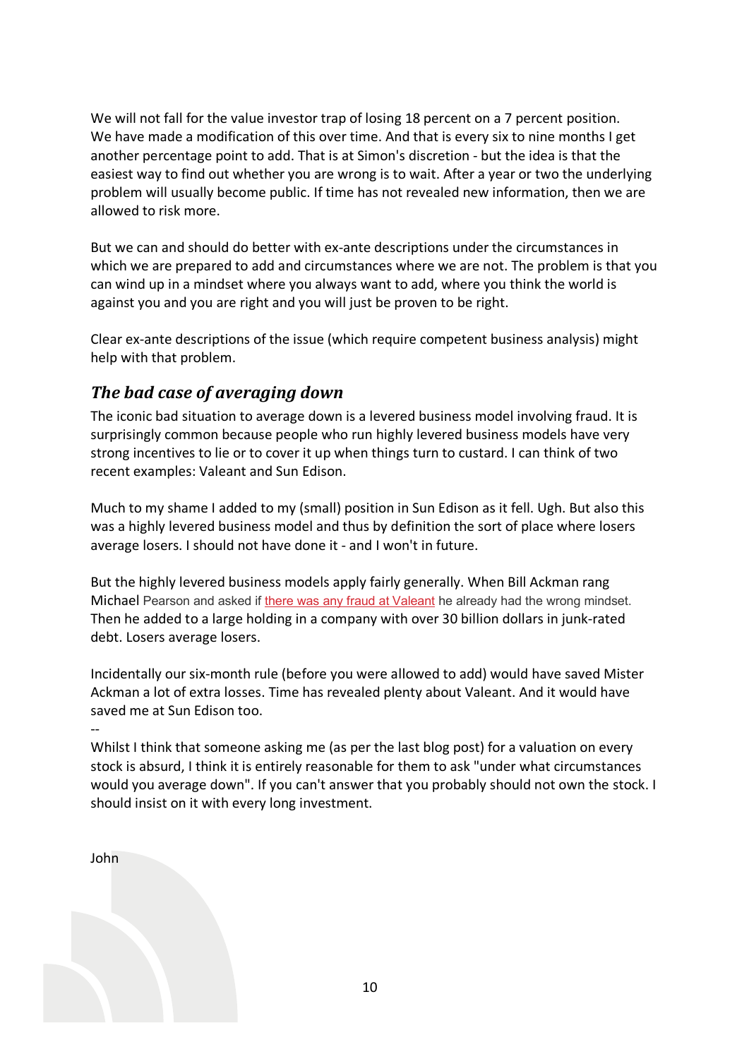We will not fall for the value investor trap of losing 18 percent on a 7 percent position. We have made a modification of this over time. And that is every six to nine months I get another percentage point to add. That is at Simon's discretion - but the idea is that the easiest way to find out whether you are wrong is to wait. After a year or two the underlying problem will usually become public. If time has not revealed new information, then we are allowed to risk more.

But we can and should do better with ex-ante descriptions under the circumstances in which we are prepared to add and circumstances where we are not. The problem is that you can wind up in a mindset where you always want to add, where you think the world is against you and you are right and you will just be proven to be right.

Clear ex-ante descriptions of the issue (which require competent business analysis) might help with that problem.

## *The bad case of averaging down*

The iconic bad situation to average down is a levered business model involving fraud. It is surprisingly common because people who run highly levered business models have very strong incentives to lie or to cover it up when things turn to custard. I can think of two recent examples: Valeant and Sun Edison.

Much to my shame I added to my (small) position in Sun Edison as it fell. Ugh. But also this was a highly levered business model and thus by definition the sort of place where losers average losers. I should not have done it - and I won't in future.

But the highly levered business models apply fairly generally. When Bill Ackman rang Michael Pearson and asked if there was any fraud at Valeant he already had the wrong mindset. Then he added to a large holding in a company with over 30 billion dollars in junk-rated debt. Losers average losers.

Incidentally our six-month rule (before you were allowed to add) would have saved Mister Ackman a lot of extra losses. Time has revealed plenty about Valeant. And it would have saved me at Sun Edison too.

--

Whilst I think that someone asking me (as per the last blog post) for a valuation on every stock is absurd, I think it is entirely reasonable for them to ask "under what circumstances would you average down". If you can't answer that you probably should not own the stock. I should insist on it with every long investment.

John